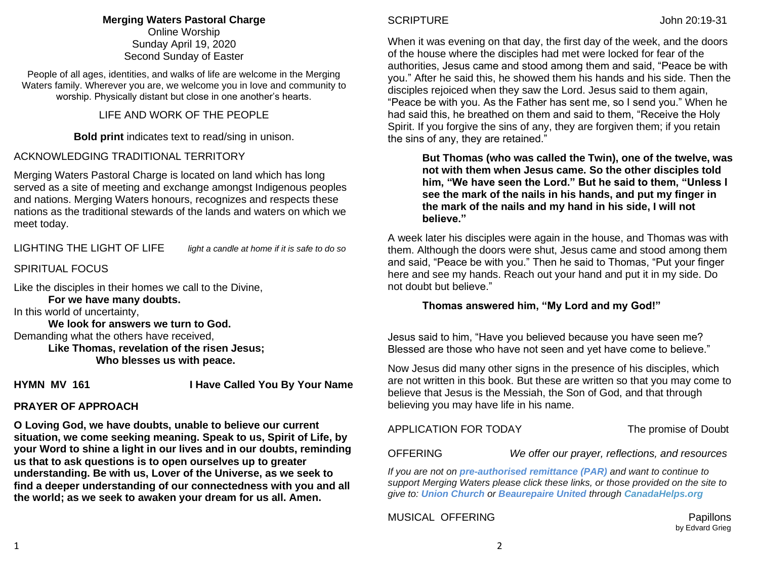**Merging Waters Pastoral Charge**
Online Worship
Sunday April 19, 2020
Second Sunday of Easter

People of all ages, identities, and walks of life are welcome in the Merging Waters family. Wherever you are, we welcome you in love and community to worship. Physically distant but close in one another's hearts.

LIFE AND WORK OF THE PEOPLE

**Bold print** indicates text to read/sing in unison.

ACKNOWLEDGING TRADITIONAL TERRITORY

Merging Waters Pastoral Charge is located on land which has long served as a site of meeting and exchange amongst Indigenous peoples and nations. Merging Waters honours, recognizes and respects these nations as the traditional stewards of the lands and waters on which we meet today.

LIGHTING THE LIGHT OF LIFE *light a candle at home if it is safe to do so*

SPIRITUAL FOCUS

Like the disciples in their homes we call to the Divine,
**For we have many doubts.**
In this world of uncertainty,
**We look for answers we turn to God.**
Demanding what the others have received,
**Like Thomas, revelation of the risen Jesus;**
**Who blesses us with peace.**

**HYMN MV 161** **I Have Called You By Your Name**

**PRAYER OF APPROACH**

**O Loving God, we have doubts, unable to believe our current situation, we come seeking meaning. Speak to us, Spirit of Life, by your Word to shine a light in our lives and in our doubts, reminding us that to ask questions is to open ourselves up to greater understanding. Be with us, Lover of the Universe, as we seek to find a deeper understanding of our connectedness with you and all the world; as we seek to awaken your dream for us all. Amen.**

SCRIPTURE John 20:19-31

When it was evening on that day, the first day of the week, and the doors of the house where the disciples had met were locked for fear of the authorities, Jesus came and stood among them and said, "Peace be with you." After he said this, he showed them his hands and his side. Then the disciples rejoiced when they saw the Lord. Jesus said to them again, "Peace be with you. As the Father has sent me, so I send you." When he had said this, he breathed on them and said to them, "Receive the Holy Spirit. If you forgive the sins of any, they are forgiven them; if you retain the sins of any, they are retained."

**But Thomas (who was called the Twin), one of the twelve, was not with them when Jesus came. So the other disciples told him, "We have seen the Lord." But he said to them, "Unless I see the mark of the nails in his hands, and put my finger in the mark of the nails and my hand in his side, I will not believe."**

A week later his disciples were again in the house, and Thomas was with them. Although the doors were shut, Jesus came and stood among them and said, "Peace be with you." Then he said to Thomas, "Put your finger here and see my hands. Reach out your hand and put it in my side. Do not doubt but believe."

**Thomas answered him, "My Lord and my God!"**

Jesus said to him, "Have you believed because you have seen me? Blessed are those who have not seen and yet have come to believe."

Now Jesus did many other signs in the presence of his disciples, which are not written in this book. But these are written so that you may come to believe that Jesus is the Messiah, the Son of God, and that through believing you may have life in his name.

APPLICATION FOR TODAY The promise of Doubt

OFFERING *We offer our prayer, reflections, and resources*

*If you are not on **pre-authorised remittance (PAR)** and want to continue to support Merging Waters please click these links, or those provided on the site to give to: **Union Church** or **Beaurepaire United** through **CanadaHelps.org***

MUSICAL OFFERING Papillons
by Edvard Grieg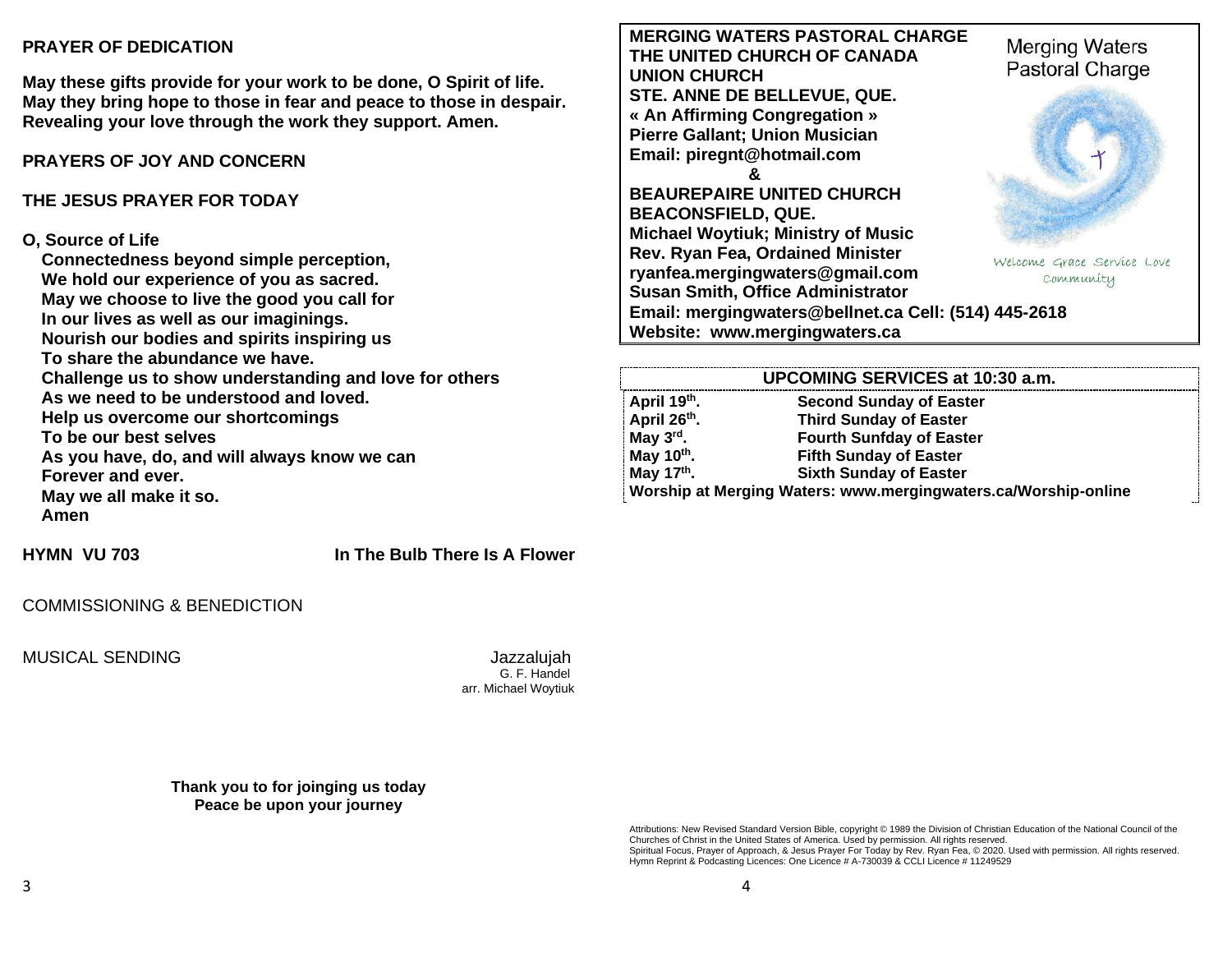**PRAYER OF DEDICATION**

**May these gifts provide for your work to be done, O Spirit of life. May they bring hope to those in fear and peace to those in despair. Revealing your love through the work they support. Amen.**

**PRAYERS OF JOY AND CONCERN**

**THE JESUS PRAYER FOR TODAY**

**O, Source of Life**
**Connectedness beyond simple perception,**
**We hold our experience of you as sacred.**
**May we choose to live the good you call for**
**In our lives as well as our imaginings.**
**Nourish our bodies and spirits inspiring us**
**To share the abundance we have.**
**Challenge us to show understanding and love for others**
**As we need to be understood and loved.**
**Help us overcome our shortcomings**
**To be our best selves**
**As you have, do, and will always know we can**
**Forever and ever.**
**May we all make it so.**
**Amen**

**HYMN VU 703** **In The Bulb There Is A Flower**

COMMISSIONING & BENEDICTION

MUSICAL SENDING Jazzalujah
G. F. Handel
arr. Michael Woytiuk

**Thank you to for joinging us today**
**Peace be upon your journey**

**MERGING WATERS PASTORAL CHARGE**
**THE UNITED CHURCH OF CANADA**
**UNION CHURCH**
**STE. ANNE DE BELLEVUE, QUE.**
**« An Affirming Congregation »**
**Pierre Gallant; Union Musician**
**Email: piregnt@hotmail.com**
**&**
**BEAUREPAIRE UNITED CHURCH**
**BEACONSFIELD, QUE.**
**Michael Woytiuk; Ministry of Music**
**Rev. Ryan Fea, Ordained Minister**
**ryanfea.mergingwaters@gmail.com**
**Susan Smith, Office Administrator**
**Email: mergingwaters@bellnet.ca Cell: (514) 445-2618**
**Website: www.mergingwaters.ca**

Merging Waters Pastoral Charge
Welcome Grace Service Love Community

| UPCOMING SERVICES at 10:30 a.m. | |
|---|---|
| April 19th. | Second Sunday of Easter |
| April 26th. | Third Sunday of Easter |
| May 3rd. | Fourth Sunfday of Easter |
| May 10th. | Fifth Sunday of Easter |
| May 17th. | Sixth Sunday of Easter |
| Worship at Merging Waters: www.mergingwaters.ca/Worship-online | |

Attributions: New Revised Standard Version Bible, copyright © 1989 the Division of Christian Education of the National Council of the Churches of Christ in the United States of America. Used by permission. All rights reserved.
Spiritual Focus, Prayer of Approach, & Jesus Prayer For Today by Rev. Ryan Fea, © 2020. Used with permission. All rights reserved.
Hymn Reprint & Podcasting Licences: One Licence # A-730039 & CCLI Licence # 11249529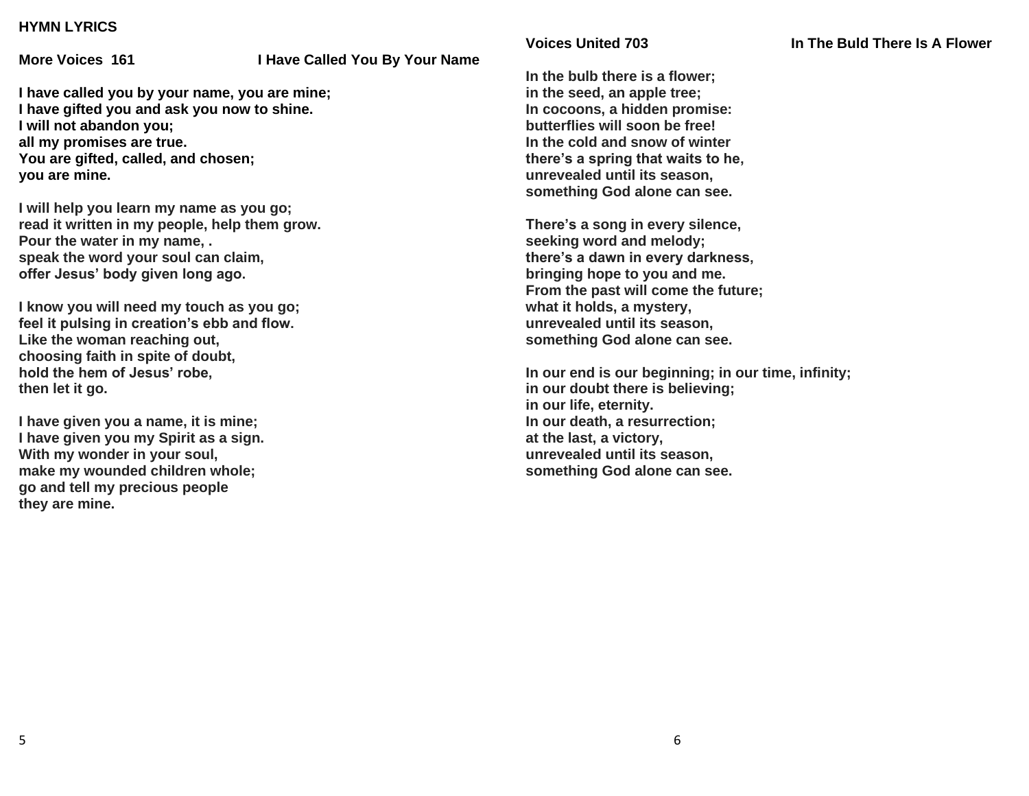**HYMN LYRICS**

**More Voices 161 — I Have Called You By Your Name**

**I have called you by your name, you are mine;**
**I have gifted you and ask you now to shine.**
**I will not abandon you;**
**all my promises are true.**
**You are gifted, called, and chosen;**
**you are mine.**

**I will help you learn my name as you go;**
**read it written in my people, help them grow.**
**Pour the water in my name, .**
**speak the word your soul can claim,**
**offer Jesus' body given long ago.**

**I know you will need my touch as you go;**
**feel it pulsing in creation's ebb and flow.**
**Like the woman reaching out,**
**choosing faith in spite of doubt,**
**hold the hem of Jesus' robe,**
**then let it go.**

**I have given you a name, it is mine;**
**I have given you my Spirit as a sign.**
**With my wonder in your soul,**
**make my wounded children whole;**
**go and tell my precious people**
**they are mine.**

**Voices United 703 — In The Buld There Is A Flower**

**In the bulb there is a flower;**
**in the seed, an apple tree;**
**In cocoons, a hidden promise:**
**butterflies will soon be free!**
**In the cold and snow of winter**
**there's a spring that waits to he,**
**unrevealed until its season,**
**something God alone can see.**

**There's a song in every silence,**
**seeking word and melody;**
**there's a dawn in every darkness,**
**bringing hope to you and me.**
**From the past will come the future;**
**what it holds, a mystery,**
**unrevealed until its season,**
**something God alone can see.**

**In our end is our beginning; in our time, infinity;**
**in our doubt there is believing;**
**in our life, eternity.**
**In our death, a resurrection;**
**at the last, a victory,**
**unrevealed until its season,**
**something God alone can see.**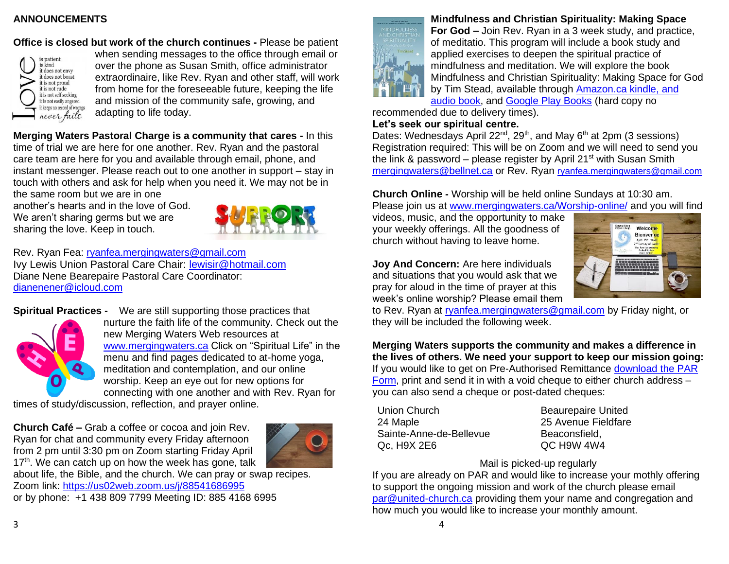## ANNOUNCEMENTS

**Office is closed but work of the church continues -** Please be patient when sending messages to the office through email or over the phone as Susan Smith, office administrator extraordinaire, like Rev. Ryan and other staff, will work from home for the foreseeable future, keeping the life and mission of the community safe, growing, and adapting to life today.

**Merging Waters Pastoral Charge is a community that cares -** In this time of trial we are here for one another. Rev. Ryan and the pastoral care team are here for you and available through email, phone, and instant messenger. Please reach out to one another in support – stay in touch with others and ask for help when you need it. We may not be in the same room but we are in one another's hearts and in the love of God. We aren't sharing germs but we are sharing the love. Keep in touch.

Rev. Ryan Fea: ryanfea.mergingwaters@gmail.com
Ivy Lewis Union Pastoral Care Chair: lewisir@hotmail.com
Diane Nene Bearepaire Pastoral Care Coordinator: dianenener@icloud.com

**Spiritual Practices -** We are still supporting those practices that nurture the faith life of the community. Check out the new Merging Waters Web resources at www.mergingwaters.ca Click on "Spiritual Life" in the menu and find pages dedicated to at-home yoga, meditation and contemplation, and our online worship. Keep an eye out for new options for connecting with one another and with Rev. Ryan for times of study/discussion, reflection, and prayer online.

**Church Café –** Grab a coffee or cocoa and join Rev. Ryan for chat and community every Friday afternoon from 2 pm until 3:30 pm on Zoom starting Friday April 17th. We can catch up on how the week has gone, talk about life, the Bible, and the church. We can pray or swap recipes.
Zoom link: https://us02web.zoom.us/j/88541686995
or by phone: +1 438 809 7799 Meeting ID: 885 4168 6995

**Mindfulness and Christian Spirituality: Making Space For God –** Join Rev. Ryan in a 3 week study, and practice, of meditatio. This program will include a book study and applied exercises to deepen the spiritual practice of mindfulness and meditation. We will explore the book Mindfulness and Christian Spirituality: Making Space for God by Tim Stead, available through Amazon.ca kindle, and audio book, and Google Play Books (hard copy no recommended due to delivery times).
**Let's seek our spiritual centre.**
Dates: Wednesdays April 22nd, 29th, and May 6th at 2pm (3 sessions)
Registration required: This will be on Zoom and we will need to send you the link & password – please register by April 21st with Susan Smith mergingwaters@bellnet.ca or Rev. Ryan ryanfea.mergingwaters@gmail.com

**Church Online -** Worship will be held online Sundays at 10:30 am. Please join us at www.mergingwaters.ca/Worship-online/ and you will find videos, music, and the opportunity to make your weekly offerings. All the goodness of church without having to leave home.

**Joy And Concern:** Are here individuals and situations that you would ask that we pray for aloud in the time of prayer at this week's online worship? Please email them to Rev. Ryan at ryanfea.mergingwaters@gmail.com by Friday night, or they will be included the following week.

**Merging Waters supports the community and makes a difference in the lives of others. We need your support to keep our mission going:**
If you would like to get on Pre-Authorised Remittance download the PAR Form, print and send it in with a void cheque to either church address – you can also send a cheque or post-dated cheques:

| | |
|---|---|
| Union Church<br>24 Maple<br>Sainte-Anne-de-Bellevue<br>Qc, H9X 2E6 | Beaurepaire United<br>25 Avenue Fieldfare<br>Beaconsfield,<br>QC H9W 4W4 |

Mail is picked-up regularly

If you are already on PAR and would like to increase your mothly offering to support the ongoing mission and work of the church please email par@united-church.ca providing them your name and congregation and how much you would like to increase your monthly amount.